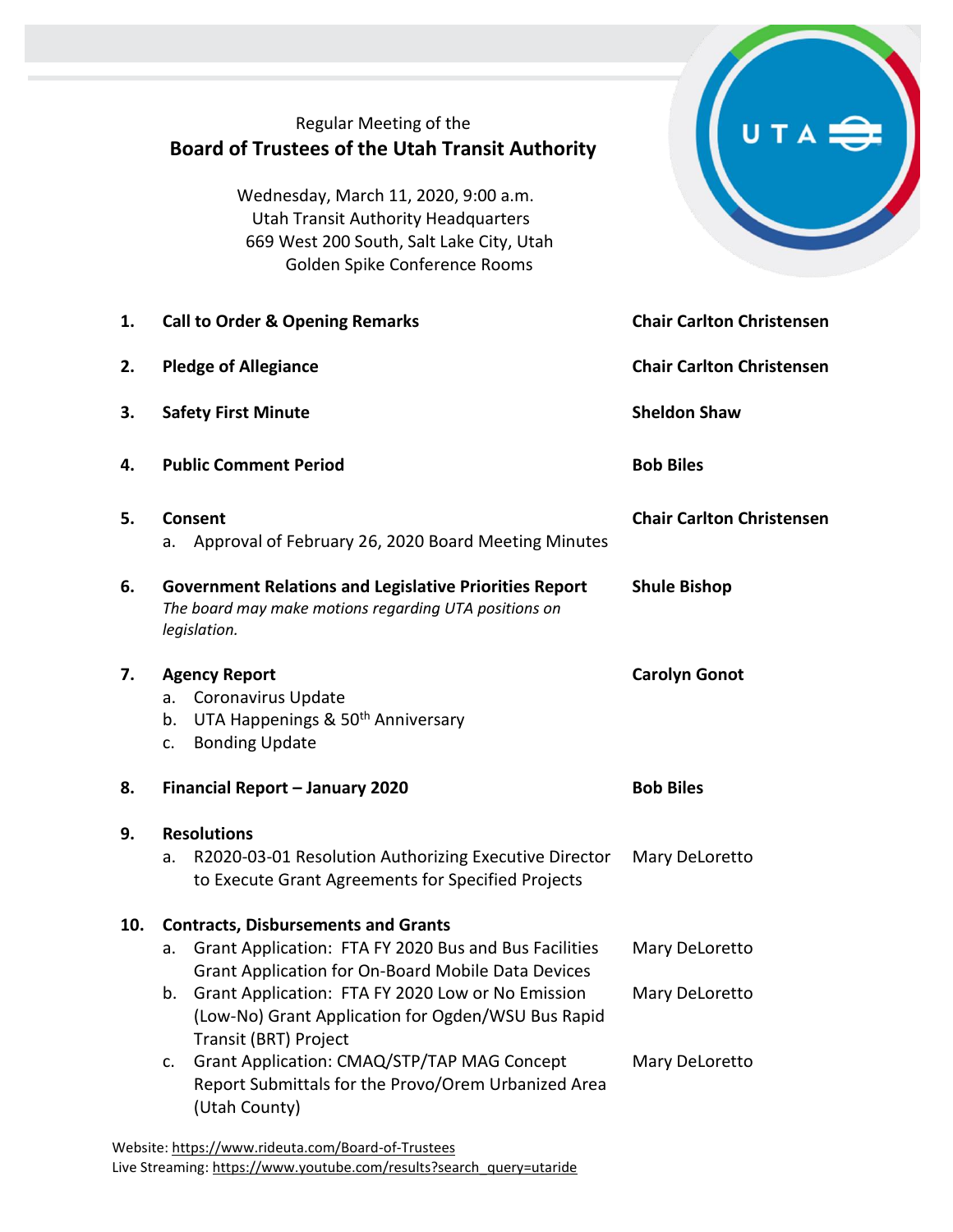Regular Meeting of the

# Board of Trustees of the Utah Transit Authority

Wednesday, March 11, 2020, 9:00 a.m.
Utah Transit Authority Headquarters
669 West 200 South, Salt Lake City, Utah
Golden Spike Conference Rooms

| | Item | Presenter |
|---|---|---|
| **1.** | **Call to Order & Opening Remarks** | **Chair Carlton Christensen** |
| **2.** | **Pledge of Allegiance** | **Chair Carlton Christensen** |
| **3.** | **Safety First Minute** | **Sheldon Shaw** |
| **4.** | **Public Comment Period** | **Bob Biles** |
| **5.** | **Consent**<br>a. Approval of February 26, 2020 Board Meeting Minutes | **Chair Carlton Christensen** |
| **6.** | **Government Relations and Legislative Priorities Report**<br>*The board may make motions regarding UTA positions on legislation.* | **Shule Bishop** |
| **7.** | **Agency Report**<br>a. Coronavirus Update<br>b. UTA Happenings & 50th Anniversary<br>c. Bonding Update | **Carolyn Gonot** |
| **8.** | **Financial Report – January 2020** | **Bob Biles** |
| **9.** | **Resolutions** | |
| | a. R2020-03-01 Resolution Authorizing Executive Director to Execute Grant Agreements for Specified Projects | Mary DeLoretto |
| **10.** | **Contracts, Disbursements and Grants** | |
| | a. Grant Application: FTA FY 2020 Bus and Bus Facilities Grant Application for On-Board Mobile Data Devices | Mary DeLoretto |
| | b. Grant Application: FTA FY 2020 Low or No Emission (Low-No) Grant Application for Ogden/WSU Bus Rapid Transit (BRT) Project | Mary DeLoretto |
| | c. Grant Application: CMAQ/STP/TAP MAG Concept Report Submittals for the Provo/Orem Urbanized Area (Utah County) | Mary DeLoretto |

Website: https://www.rideuta.com/Board-of-Trustees
Live Streaming: https://www.youtube.com/results?search_query=utaride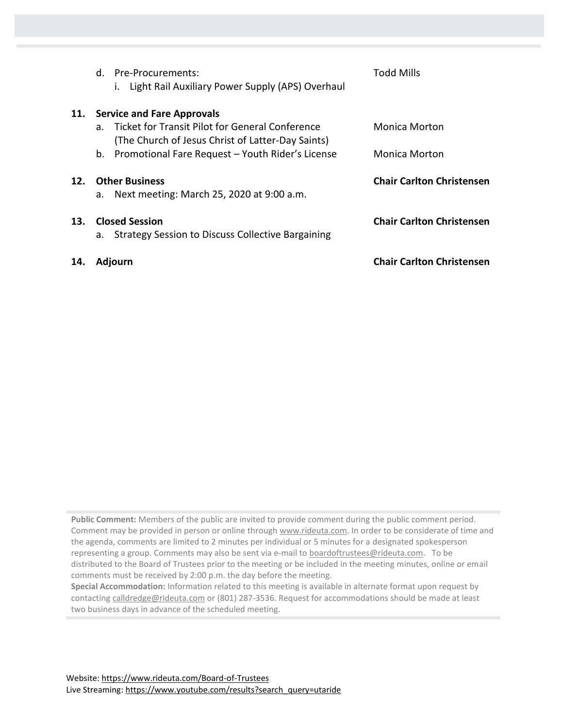d. Pre-Procurements: Todd Mills
   i. Light Rail Auxiliary Power Supply (APS) Overhaul

**11. Service and Fare Approvals**

a. Ticket for Transit Pilot for General Conference (The Church of Jesus Christ of Latter-Day Saints) — Monica Morton

b. Promotional Fare Request – Youth Rider's License — Monica Morton

**12. Other Business** — **Chair Carlton Christensen**

a. Next meeting: March 25, 2020 at 9:00 a.m.

**13. Closed Session** — **Chair Carlton Christensen**

a. Strategy Session to Discuss Collective Bargaining

**14. Adjourn** — **Chair Carlton Christensen**

**Public Comment:** Members of the public are invited to provide comment during the public comment period. Comment may be provided in person or online through www.rideuta.com. In order to be considerate of time and the agenda, comments are limited to 2 minutes per individual or 5 minutes for a designated spokesperson representing a group. Comments may also be sent via e-mail to boardoftrustees@rideuta.com. To be distributed to the Board of Trustees prior to the meeting or be included in the meeting minutes, online or email comments must be received by 2:00 p.m. the day before the meeting.

**Special Accommodation:** Information related to this meeting is available in alternate format upon request by contacting calldredge@rideuta.com or (801) 287-3536. Request for accommodations should be made at least two business days in advance of the scheduled meeting.

Website: https://www.rideuta.com/Board-of-Trustees
Live Streaming: https://www.youtube.com/results?search_query=utaride